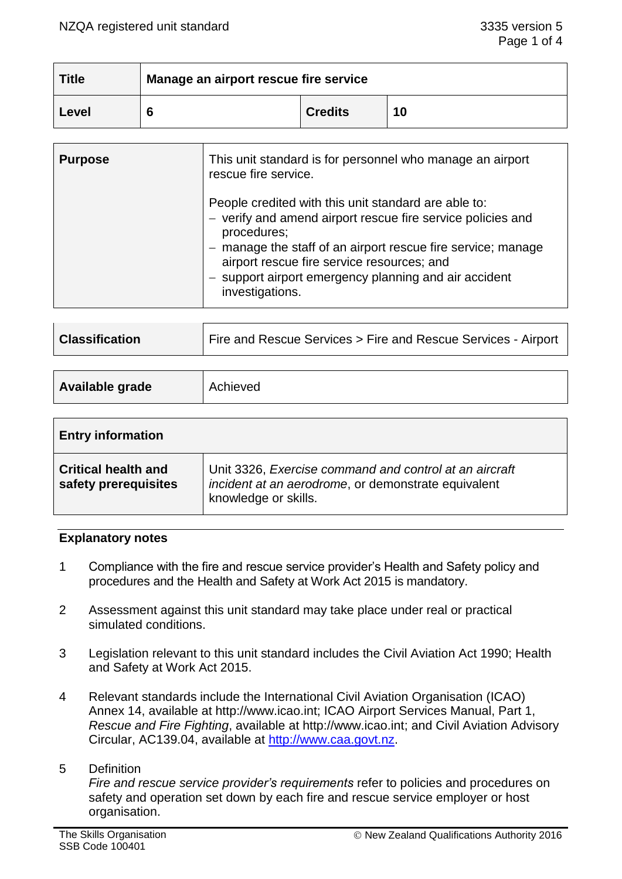| Title | Manage an airport rescue fire service | | |
|---|---|---|---|
| Level | 6 | Credits | 10 |

| Purpose | This unit standard is for personnel who manage an airport rescue fire service.<br><br>People credited with this unit standard are able to:<br>– verify and amend airport rescue fire service policies and procedures;<br>– manage the staff of an airport rescue fire service; manage airport rescue fire service resources; and<br>– support airport emergency planning and air accident investigations. |
|---|---|

| Classification | Fire and Rescue Services > Fire and Rescue Services - Airport |
|---|---|

| Available grade | Achieved |
|---|---|

| Entry information | |
|---|---|
| Critical health and safety prerequisites | Unit 3326, *Exercise command and control at an aircraft incident at an aerodrome*, or demonstrate equivalent knowledge or skills. |

## Explanatory notes

1. Compliance with the fire and rescue service provider's Health and Safety policy and procedures and the Health and Safety at Work Act 2015 is mandatory.

2. Assessment against this unit standard may take place under real or practical simulated conditions.

3. Legislation relevant to this unit standard includes the Civil Aviation Act 1990; Health and Safety at Work Act 2015.

4. Relevant standards include the International Civil Aviation Organisation (ICAO) Annex 14, available at http://www.icao.int; ICAO Airport Services Manual, Part 1, *Rescue and Fire Fighting*, available at http://www.icao.int; and Civil Aviation Advisory Circular, AC139.04, available at http://www.caa.govt.nz.

5. Definition
   *Fire and rescue service provider's requirements* refer to policies and procedures on safety and operation set down by each fire and rescue service employer or host organisation.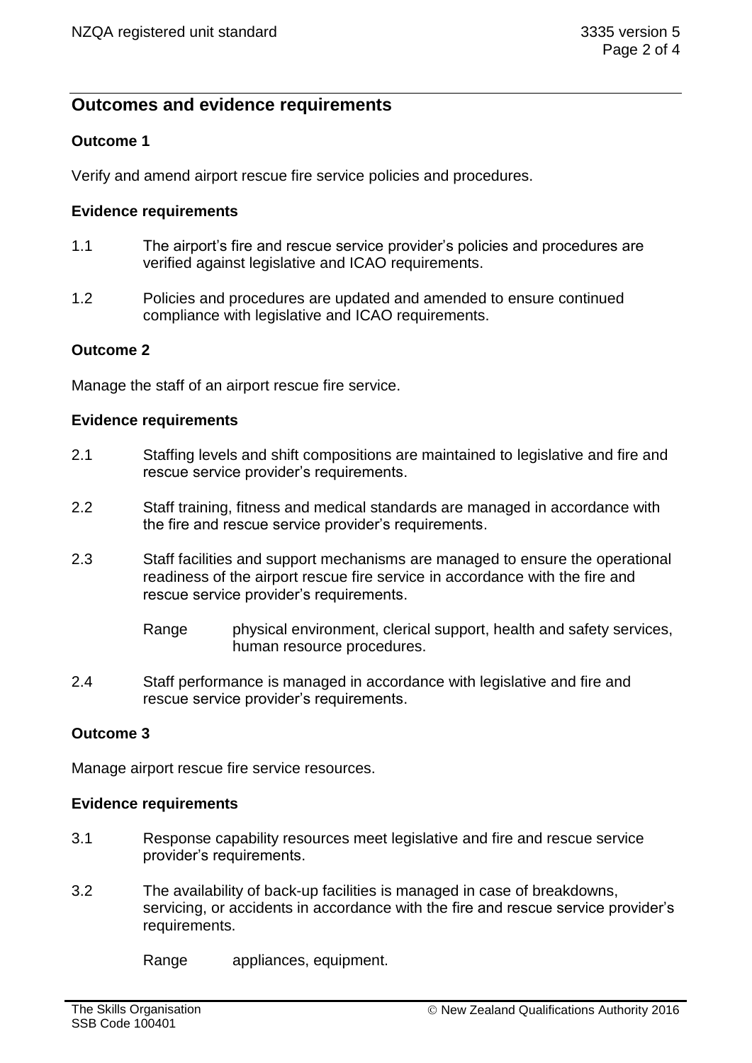## Outcomes and evidence requirements

### Outcome 1

Verify and amend airport rescue fire service policies and procedures.

#### Evidence requirements

1.1 The airport's fire and rescue service provider's policies and procedures are verified against legislative and ICAO requirements.

1.2 Policies and procedures are updated and amended to ensure continued compliance with legislative and ICAO requirements.

### Outcome 2

Manage the staff of an airport rescue fire service.

#### Evidence requirements

2.1 Staffing levels and shift compositions are maintained to legislative and fire and rescue service provider's requirements.

2.2 Staff training, fitness and medical standards are managed in accordance with the fire and rescue service provider's requirements.

2.3 Staff facilities and support mechanisms are managed to ensure the operational readiness of the airport rescue fire service in accordance with the fire and rescue service provider's requirements.

Range physical environment, clerical support, health and safety services, human resource procedures.

2.4 Staff performance is managed in accordance with legislative and fire and rescue service provider's requirements.

### Outcome 3

Manage airport rescue fire service resources.

#### Evidence requirements

3.1 Response capability resources meet legislative and fire and rescue service provider's requirements.

3.2 The availability of back-up facilities is managed in case of breakdowns, servicing, or accidents in accordance with the fire and rescue service provider's requirements.

Range appliances, equipment.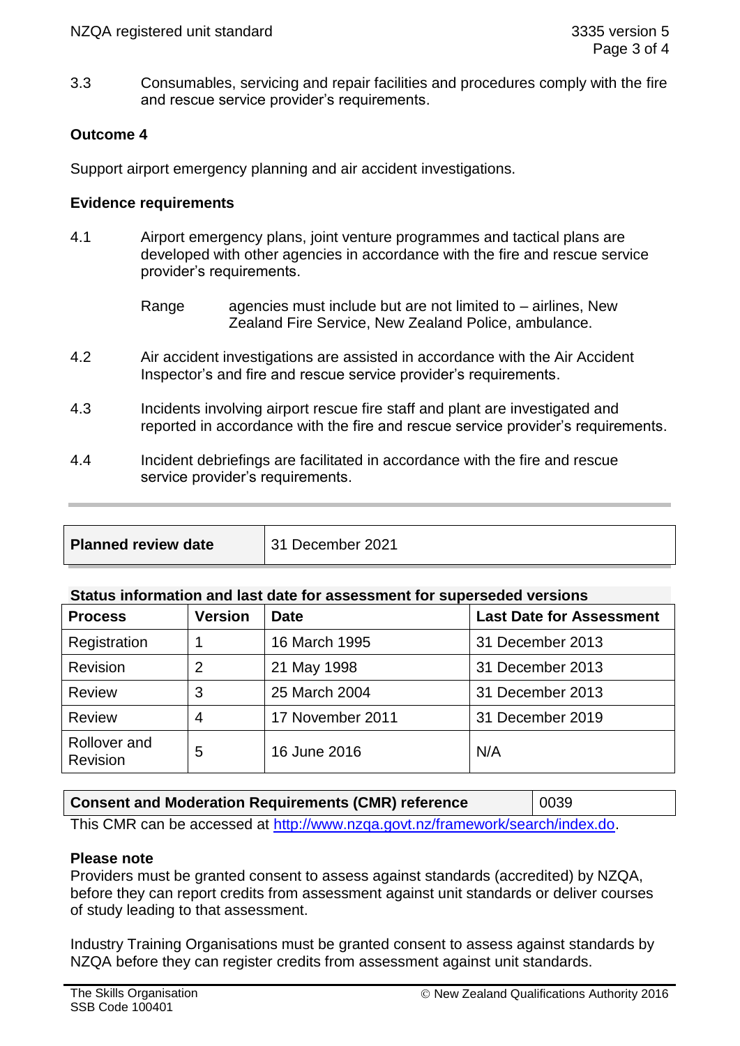3.3 Consumables, servicing and repair facilities and procedures comply with the fire and rescue service provider's requirements.

**Outcome 4**

Support airport emergency planning and air accident investigations.

**Evidence requirements**

4.1 Airport emergency plans, joint venture programmes and tactical plans are developed with other agencies in accordance with the fire and rescue service provider's requirements.

Range agencies must include but are not limited to – airlines, New Zealand Fire Service, New Zealand Police, ambulance.

4.2 Air accident investigations are assisted in accordance with the Air Accident Inspector's and fire and rescue service provider's requirements.

4.3 Incidents involving airport rescue fire staff and plant are investigated and reported in accordance with the fire and rescue service provider's requirements.

4.4 Incident debriefings are facilitated in accordance with the fire and rescue service provider's requirements.

| **Planned review date** | 31 December 2021 |
|---|---|

**Status information and last date for assessment for superseded versions**

| Process | Version | Date | Last Date for Assessment |
|---|---|---|---|
| Registration | 1 | 16 March 1995 | 31 December 2013 |
| Revision | 2 | 21 May 1998 | 31 December 2013 |
| Review | 3 | 25 March 2004 | 31 December 2013 |
| Review | 4 | 17 November 2011 | 31 December 2019 |
| Rollover and Revision | 5 | 16 June 2016 | N/A |

| **Consent and Moderation Requirements (CMR) reference** | 0039 |
|---|---|

This CMR can be accessed at http://www.nzqa.govt.nz/framework/search/index.do.

**Please note**

Providers must be granted consent to assess against standards (accredited) by NZQA, before they can report credits from assessment against unit standards or deliver courses of study leading to that assessment.

Industry Training Organisations must be granted consent to assess against standards by NZQA before they can register credits from assessment against unit standards.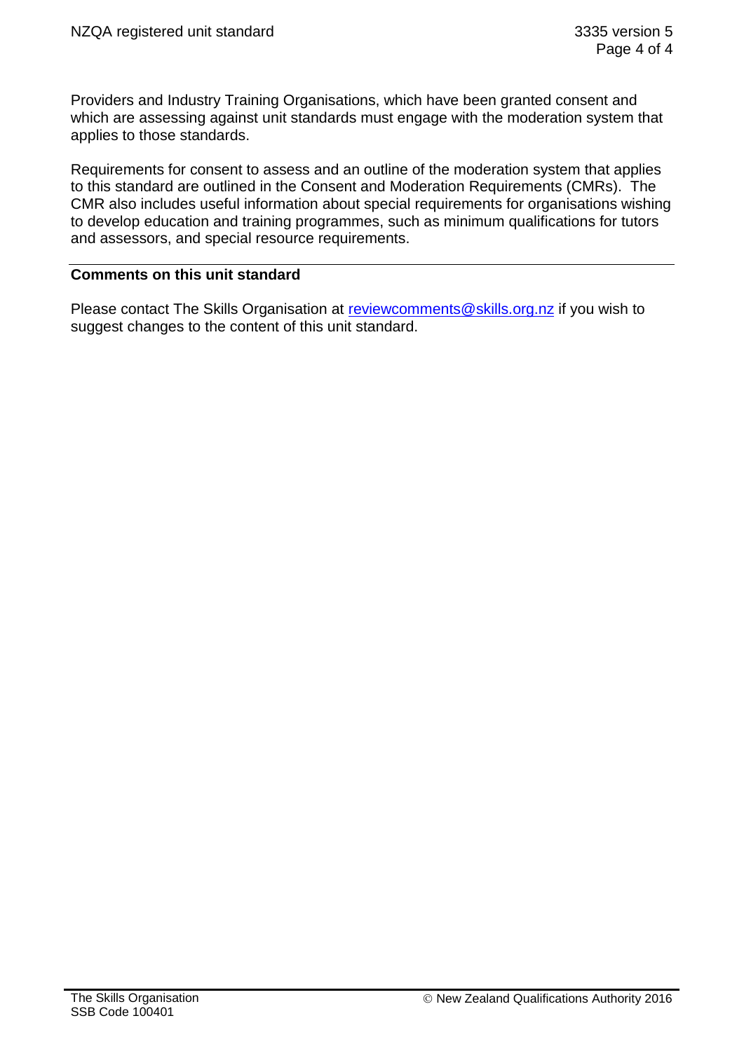Providers and Industry Training Organisations, which have been granted consent and which are assessing against unit standards must engage with the moderation system that applies to those standards.

Requirements for consent to assess and an outline of the moderation system that applies to this standard are outlined in the Consent and Moderation Requirements (CMRs). The CMR also includes useful information about special requirements for organisations wishing to develop education and training programmes, such as minimum qualifications for tutors and assessors, and special resource requirements.

## Comments on this unit standard

Please contact The Skills Organisation at reviewcomments@skills.org.nz if you wish to suggest changes to the content of this unit standard.